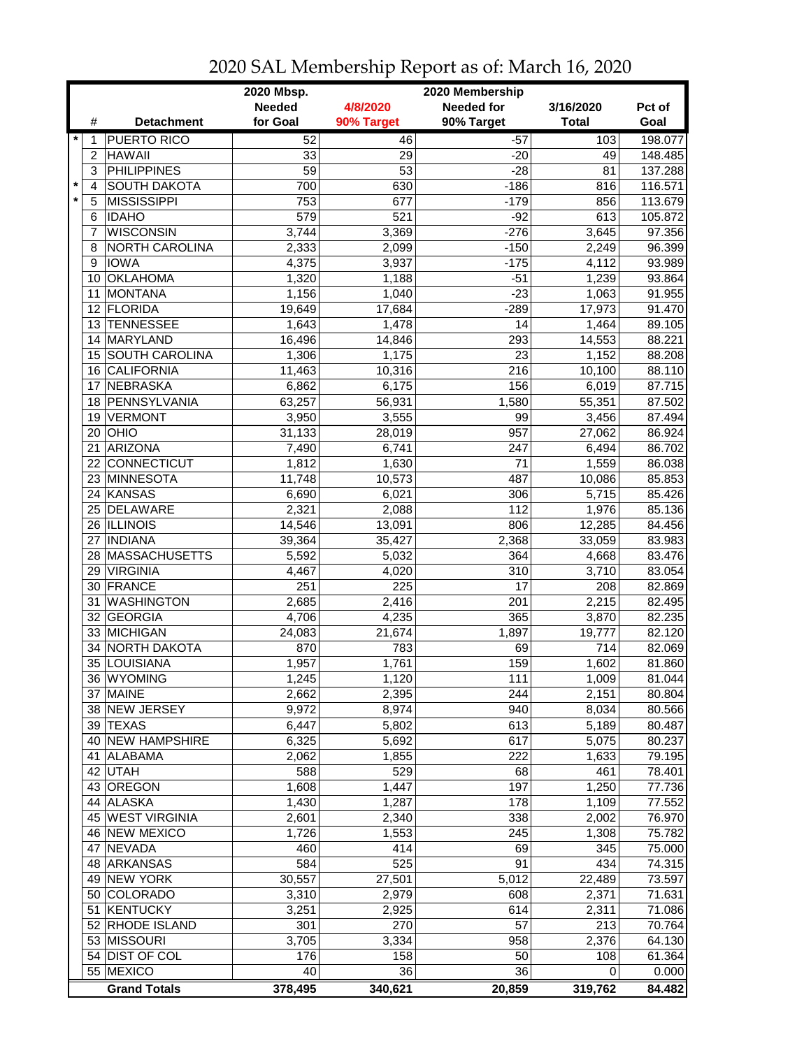# 2020 SAL Membership Report as of: March 16, 2020

| | # | Detachment | 2020 Mbsp. Needed for Goal | 4/8/2020 90% Target | 2020 Membership Needed for 90% Target | 3/16/2020 Total | Pct of Goal |
|---|---|---|---|---|---|---|---|
| * | 1 | PUERTO RICO | 52 | 46 | -57 | 103 | 198.077 |
| | 2 | HAWAII | 33 | 29 | -20 | 49 | 148.485 |
| | 3 | PHILIPPINES | 59 | 53 | -28 | 81 | 137.288 |
| * | 4 | SOUTH DAKOTA | 700 | 630 | -186 | 816 | 116.571 |
| * | 5 | MISSISSIPPI | 753 | 677 | -179 | 856 | 113.679 |
| | 6 | IDAHO | 579 | 521 | -92 | 613 | 105.872 |
| | 7 | WISCONSIN | 3,744 | 3,369 | -276 | 3,645 | 97.356 |
| | 8 | NORTH CAROLINA | 2,333 | 2,099 | -150 | 2,249 | 96.399 |
| | 9 | IOWA | 4,375 | 3,937 | -175 | 4,112 | 93.989 |
| | 10 | OKLAHOMA | 1,320 | 1,188 | -51 | 1,239 | 93.864 |
| | 11 | MONTANA | 1,156 | 1,040 | -23 | 1,063 | 91.955 |
| | 12 | FLORIDA | 19,649 | 17,684 | -289 | 17,973 | 91.470 |
| | 13 | TENNESSEE | 1,643 | 1,478 | 14 | 1,464 | 89.105 |
| | 14 | MARYLAND | 16,496 | 14,846 | 293 | 14,553 | 88.221 |
| | 15 | SOUTH CAROLINA | 1,306 | 1,175 | 23 | 1,152 | 88.208 |
| | 16 | CALIFORNIA | 11,463 | 10,316 | 216 | 10,100 | 88.110 |
| | 17 | NEBRASKA | 6,862 | 6,175 | 156 | 6,019 | 87.715 |
| | 18 | PENNSYLVANIA | 63,257 | 56,931 | 1,580 | 55,351 | 87.502 |
| | 19 | VERMONT | 3,950 | 3,555 | 99 | 3,456 | 87.494 |
| | 20 | OHIO | 31,133 | 28,019 | 957 | 27,062 | 86.924 |
| | 21 | ARIZONA | 7,490 | 6,741 | 247 | 6,494 | 86.702 |
| | 22 | CONNECTICUT | 1,812 | 1,630 | 71 | 1,559 | 86.038 |
| | 23 | MINNESOTA | 11,748 | 10,573 | 487 | 10,086 | 85.853 |
| | 24 | KANSAS | 6,690 | 6,021 | 306 | 5,715 | 85.426 |
| | 25 | DELAWARE | 2,321 | 2,088 | 112 | 1,976 | 85.136 |
| | 26 | ILLINOIS | 14,546 | 13,091 | 806 | 12,285 | 84.456 |
| | 27 | INDIANA | 39,364 | 35,427 | 2,368 | 33,059 | 83.983 |
| | 28 | MASSACHUSETTS | 5,592 | 5,032 | 364 | 4,668 | 83.476 |
| | 29 | VIRGINIA | 4,467 | 4,020 | 310 | 3,710 | 83.054 |
| | 30 | FRANCE | 251 | 225 | 17 | 208 | 82.869 |
| | 31 | WASHINGTON | 2,685 | 2,416 | 201 | 2,215 | 82.495 |
| | 32 | GEORGIA | 4,706 | 4,235 | 365 | 3,870 | 82.235 |
| | 33 | MICHIGAN | 24,083 | 21,674 | 1,897 | 19,777 | 82.120 |
| | 34 | NORTH DAKOTA | 870 | 783 | 69 | 714 | 82.069 |
| | 35 | LOUISIANA | 1,957 | 1,761 | 159 | 1,602 | 81.860 |
| | 36 | WYOMING | 1,245 | 1,120 | 111 | 1,009 | 81.044 |
| | 37 | MAINE | 2,662 | 2,395 | 244 | 2,151 | 80.804 |
| | 38 | NEW JERSEY | 9,972 | 8,974 | 940 | 8,034 | 80.566 |
| | 39 | TEXAS | 6,447 | 5,802 | 613 | 5,189 | 80.487 |
| | 40 | NEW HAMPSHIRE | 6,325 | 5,692 | 617 | 5,075 | 80.237 |
| | 41 | ALABAMA | 2,062 | 1,855 | 222 | 1,633 | 79.195 |
| | 42 | UTAH | 588 | 529 | 68 | 461 | 78.401 |
| | 43 | OREGON | 1,608 | 1,447 | 197 | 1,250 | 77.736 |
| | 44 | ALASKA | 1,430 | 1,287 | 178 | 1,109 | 77.552 |
| | 45 | WEST VIRGINIA | 2,601 | 2,340 | 338 | 2,002 | 76.970 |
| | 46 | NEW MEXICO | 1,726 | 1,553 | 245 | 1,308 | 75.782 |
| | 47 | NEVADA | 460 | 414 | 69 | 345 | 75.000 |
| | 48 | ARKANSAS | 584 | 525 | 91 | 434 | 74.315 |
| | 49 | NEW YORK | 30,557 | 27,501 | 5,012 | 22,489 | 73.597 |
| | 50 | COLORADO | 3,310 | 2,979 | 608 | 2,371 | 71.631 |
| | 51 | KENTUCKY | 3,251 | 2,925 | 614 | 2,311 | 71.086 |
| | 52 | RHODE ISLAND | 301 | 270 | 57 | 213 | 70.764 |
| | 53 | MISSOURI | 3,705 | 3,334 | 958 | 2,376 | 64.130 |
| | 54 | DIST OF COL | 176 | 158 | 50 | 108 | 61.364 |
| | 55 | MEXICO | 40 | 36 | 36 | 0 | 0.000 |
| | | **Grand Totals** | **378,495** | **340,621** | **20,859** | **319,762** | **84.482** |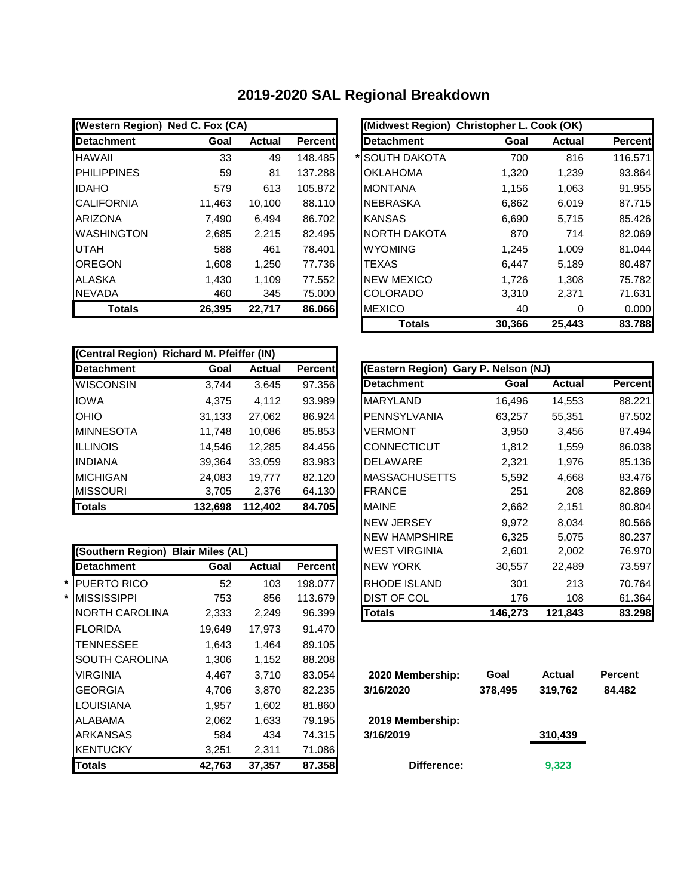# 2019-2020 SAL Regional Breakdown

| (Western Region) Ned C. Fox (CA) | | | |
|---|---|---|---|
| **Detachment** | **Goal** | **Actual** | **Percent** |
| HAWAII | 33 | 49 | 148.485 |
| PHILIPPINES | 59 | 81 | 137.288 |
| IDAHO | 579 | 613 | 105.872 |
| CALIFORNIA | 11,463 | 10,100 | 88.110 |
| ARIZONA | 7,490 | 6,494 | 86.702 |
| WASHINGTON | 2,685 | 2,215 | 82.495 |
| UTAH | 588 | 461 | 78.401 |
| OREGON | 1,608 | 1,250 | 77.736 |
| ALASKA | 1,430 | 1,109 | 77.552 |
| NEVADA | 460 | 345 | 75.000 |
| **Totals** | **26,395** | **22,717** | **86.066** |

| (Midwest Region) Christopher L. Cook (OK) | | | |
|---|---|---|---|
| **Detachment** | **Goal** | **Actual** | **Percent** |
| * SOUTH DAKOTA | 700 | 816 | 116.571 |
| OKLAHOMA | 1,320 | 1,239 | 93.864 |
| MONTANA | 1,156 | 1,063 | 91.955 |
| NEBRASKA | 6,862 | 6,019 | 87.715 |
| KANSAS | 6,690 | 5,715 | 85.426 |
| NORTH DAKOTA | 870 | 714 | 82.069 |
| WYOMING | 1,245 | 1,009 | 81.044 |
| TEXAS | 6,447 | 5,189 | 80.487 |
| NEW MEXICO | 1,726 | 1,308 | 75.782 |
| COLORADO | 3,310 | 2,371 | 71.631 |
| MEXICO | 40 | 0 | 0.000 |
| **Totals** | **30,366** | **25,443** | **83.788** |

| (Central Region) Richard M. Pfeiffer (IN) | | | |
|---|---|---|---|
| **Detachment** | **Goal** | **Actual** | **Percent** |
| WISCONSIN | 3,744 | 3,645 | 97.356 |
| IOWA | 4,375 | 4,112 | 93.989 |
| OHIO | 31,133 | 27,062 | 86.924 |
| MINNESOTA | 11,748 | 10,086 | 85.853 |
| ILLINOIS | 14,546 | 12,285 | 84.456 |
| INDIANA | 39,364 | 33,059 | 83.983 |
| MICHIGAN | 24,083 | 19,777 | 82.120 |
| MISSOURI | 3,705 | 2,376 | 64.130 |
| **Totals** | **132,698** | **112,402** | **84.705** |

| (Eastern Region) Gary P. Nelson (NJ) | | | |
|---|---|---|---|
| **Detachment** | **Goal** | **Actual** | **Percent** |
| MARYLAND | 16,496 | 14,553 | 88.221 |
| PENNSYLVANIA | 63,257 | 55,351 | 87.502 |
| VERMONT | 3,950 | 3,456 | 87.494 |
| CONNECTICUT | 1,812 | 1,559 | 86.038 |
| DELAWARE | 2,321 | 1,976 | 85.136 |
| MASSACHUSETTS | 5,592 | 4,668 | 83.476 |
| FRANCE | 251 | 208 | 82.869 |
| MAINE | 2,662 | 2,151 | 80.804 |
| NEW JERSEY | 9,972 | 8,034 | 80.566 |
| NEW HAMPSHIRE | 6,325 | 5,075 | 80.237 |
| WEST VIRGINIA | 2,601 | 2,002 | 76.970 |
| NEW YORK | 30,557 | 22,489 | 73.597 |
| RHODE ISLAND | 301 | 213 | 70.764 |
| DIST OF COL | 176 | 108 | 61.364 |
| **Totals** | **146,273** | **121,843** | **83.298** |

| (Southern Region) Blair Miles (AL) | | | |
|---|---|---|---|
| **Detachment** | **Goal** | **Actual** | **Percent** |
| * PUERTO RICO | 52 | 103 | 198.077 |
| * MISSISSIPPI | 753 | 856 | 113.679 |
| NORTH CAROLINA | 2,333 | 2,249 | 96.399 |
| FLORIDA | 19,649 | 17,973 | 91.470 |
| TENNESSEE | 1,643 | 1,464 | 89.105 |
| SOUTH CAROLINA | 1,306 | 1,152 | 88.208 |
| VIRGINIA | 4,467 | 3,710 | 83.054 |
| GEORGIA | 4,706 | 3,870 | 82.235 |
| LOUISIANA | 1,957 | 1,602 | 81.860 |
| ALABAMA | 2,062 | 1,633 | 79.195 |
| ARKANSAS | 584 | 434 | 74.315 |
| KENTUCKY | 3,251 | 2,311 | 71.086 |
| **Totals** | **42,763** | **37,357** | **87.358** |

| | **Goal** | **Actual** | **Percent** |
|---|---|---|---|
| **2020 Membership:** 3/16/2020 | **378,495** | **319,762** | **84.482** |
| **2019 Membership:** 3/16/2019 | | **310,439** | |
| **Difference:** | | **9,323** | |